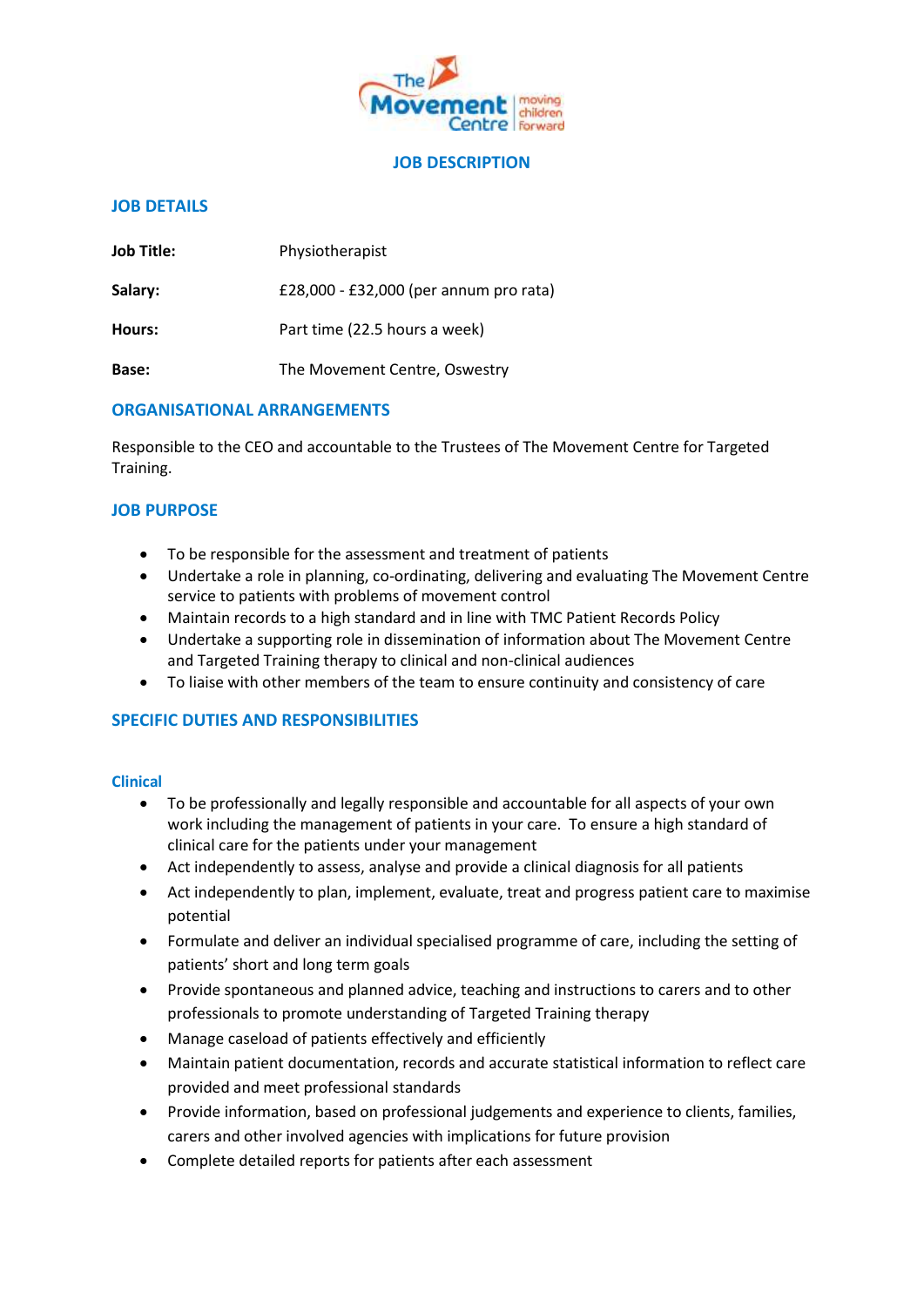# JOB DESCRIPTION

## JOB DETAILS

| | |
|---|---|
| **Job Title:** | Physiotherapist |
| **Salary:** | £28,000 - £32,000 (per annum pro rata) |
| **Hours:** | Part time (22.5 hours a week) |
| **Base:** | The Movement Centre, Oswestry |

## ORGANISATIONAL ARRANGEMENTS

Responsible to the CEO and accountable to the Trustees of The Movement Centre for Targeted Training.

## JOB PURPOSE

- To be responsible for the assessment and treatment of patients
- Undertake a role in planning, co-ordinating, delivering and evaluating The Movement Centre service to patients with problems of movement control
- Maintain records to a high standard and in line with TMC Patient Records Policy
- Undertake a supporting role in dissemination of information about The Movement Centre and Targeted Training therapy to clinical and non-clinical audiences
- To liaise with other members of the team to ensure continuity and consistency of care

## SPECIFIC DUTIES AND RESPONSIBILITIES

### Clinical

- To be professionally and legally responsible and accountable for all aspects of your own work including the management of patients in your care. To ensure a high standard of clinical care for the patients under your management
- Act independently to assess, analyse and provide a clinical diagnosis for all patients
- Act independently to plan, implement, evaluate, treat and progress patient care to maximise potential
- Formulate and deliver an individual specialised programme of care, including the setting of patients' short and long term goals
- Provide spontaneous and planned advice, teaching and instructions to carers and to other professionals to promote understanding of Targeted Training therapy
- Manage caseload of patients effectively and efficiently
- Maintain patient documentation, records and accurate statistical information to reflect care provided and meet professional standards
- Provide information, based on professional judgements and experience to clients, families, carers and other involved agencies with implications for future provision
- Complete detailed reports for patients after each assessment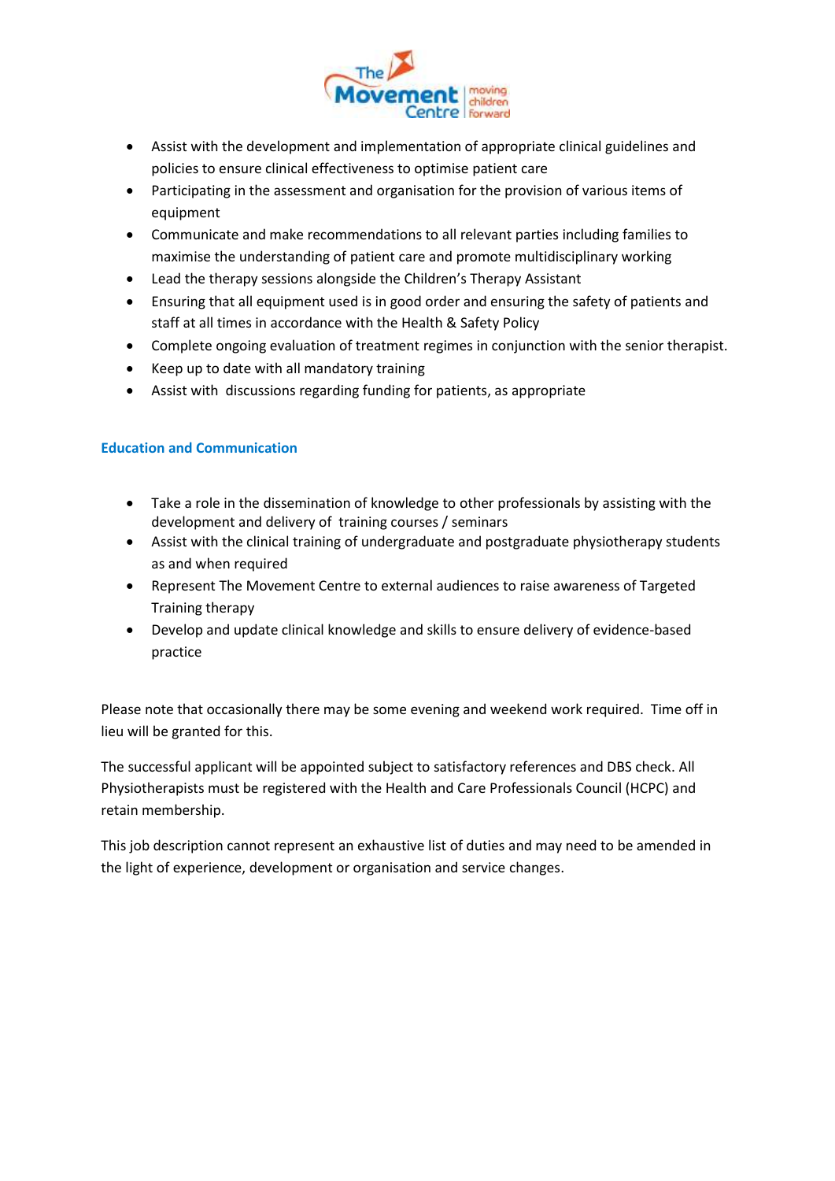- Assist with the development and implementation of appropriate clinical guidelines and policies to ensure clinical effectiveness to optimise patient care
- Participating in the assessment and organisation for the provision of various items of equipment
- Communicate and make recommendations to all relevant parties including families to maximise the understanding of patient care and promote multidisciplinary working
- Lead the therapy sessions alongside the Children's Therapy Assistant
- Ensuring that all equipment used is in good order and ensuring the safety of patients and staff at all times in accordance with the Health & Safety Policy
- Complete ongoing evaluation of treatment regimes in conjunction with the senior therapist.
- Keep up to date with all mandatory training
- Assist with discussions regarding funding for patients, as appropriate

### Education and Communication

- Take a role in the dissemination of knowledge to other professionals by assisting with the development and delivery of training courses / seminars
- Assist with the clinical training of undergraduate and postgraduate physiotherapy students as and when required
- Represent The Movement Centre to external audiences to raise awareness of Targeted Training therapy
- Develop and update clinical knowledge and skills to ensure delivery of evidence-based practice

Please note that occasionally there may be some evening and weekend work required. Time off in lieu will be granted for this.

The successful applicant will be appointed subject to satisfactory references and DBS check. All Physiotherapists must be registered with the Health and Care Professionals Council (HCPC) and retain membership.

This job description cannot represent an exhaustive list of duties and may need to be amended in the light of experience, development or organisation and service changes.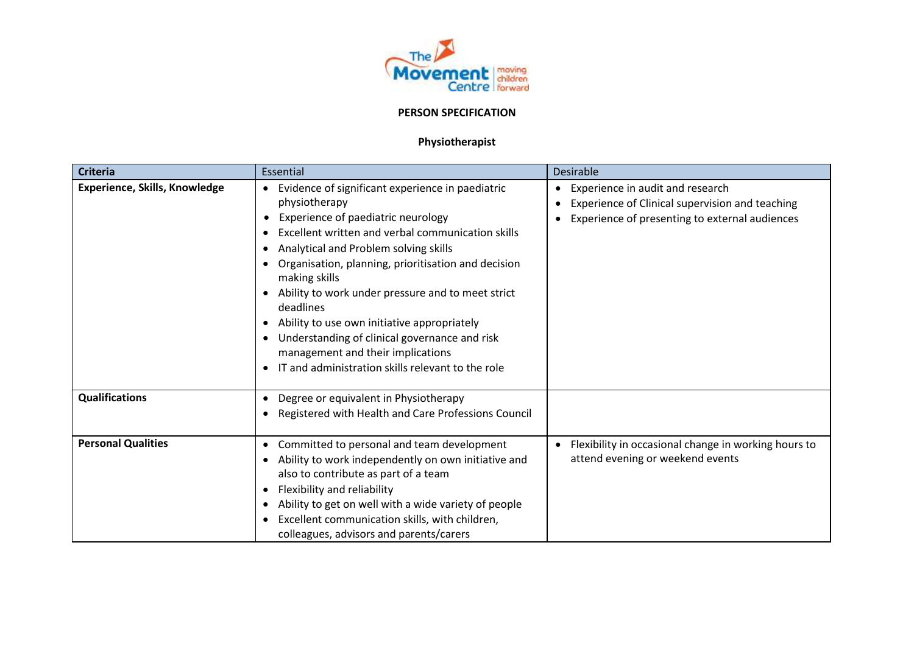**PERSON SPECIFICATION**

**Physiotherapist**

| Criteria | Essential | Desirable |
|---|---|---|
| **Experience, Skills, Knowledge** | • Evidence of significant experience in paediatric physiotherapy<br>• Experience of paediatric neurology<br>• Excellent written and verbal communication skills<br>• Analytical and Problem solving skills<br>• Organisation, planning, prioritisation and decision making skills<br>• Ability to work under pressure and to meet strict deadlines<br>• Ability to use own initiative appropriately<br>• Understanding of clinical governance and risk management and their implications<br>• IT and administration skills relevant to the role | • Experience in audit and research<br>• Experience of Clinical supervision and teaching<br>• Experience of presenting to external audiences |
| **Qualifications** | • Degree or equivalent in Physiotherapy<br>• Registered with Health and Care Professions Council | |
| **Personal Qualities** | • Committed to personal and team development<br>• Ability to work independently on own initiative and also to contribute as part of a team<br>• Flexibility and reliability<br>• Ability to get on well with a wide variety of people<br>• Excellent communication skills, with children, colleagues, advisors and parents/carers | • Flexibility in occasional change in working hours to attend evening or weekend events |